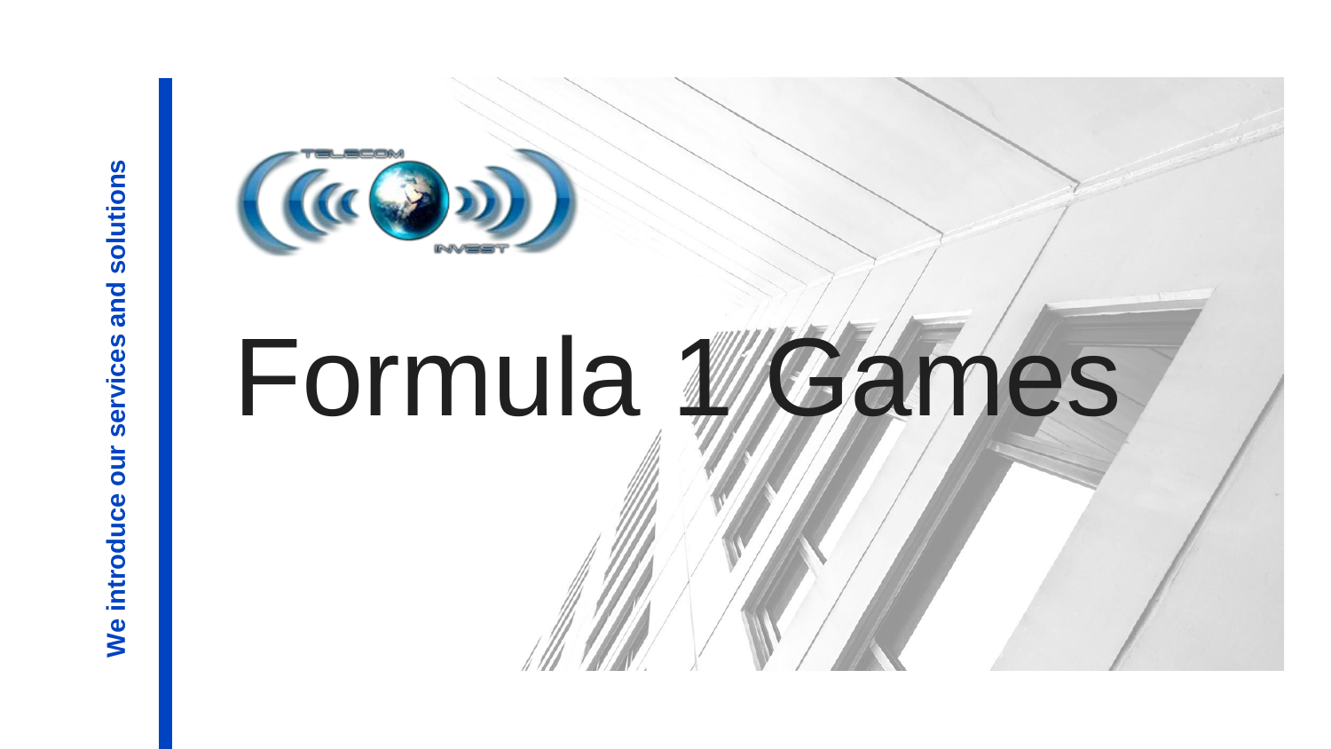We introduce our services and solutions

# Formula 1 Games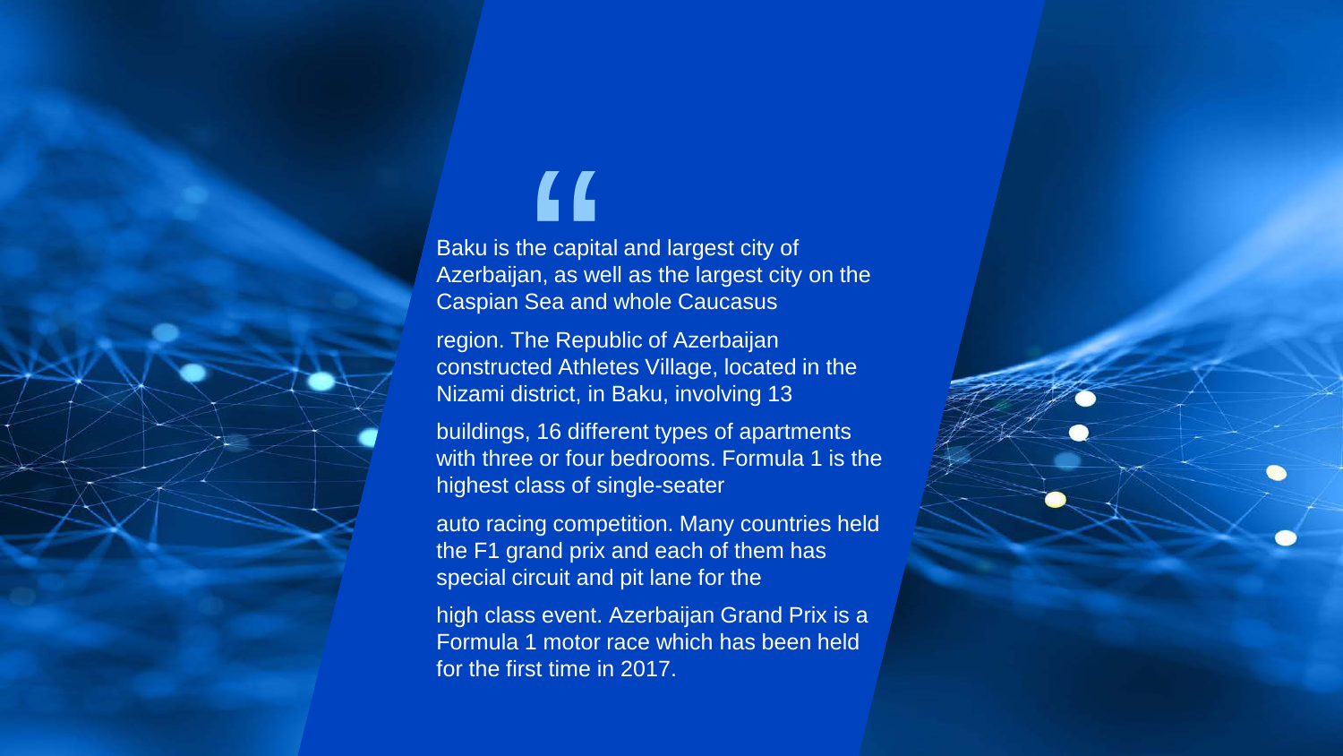"

Baku is the capital and largest city of Azerbaijan, as well as the largest city on the Caspian Sea and whole Caucasus

region. The Republic of Azerbaijan constructed Athletes Village, located in the Nizami district, in Baku, involving 13

buildings, 16 different types of apartments with three or four bedrooms. Formula 1 is the highest class of single-seater

auto racing competition. Many countries held the F1 grand prix and each of them has special circuit and pit lane for the

high class event. Azerbaijan Grand Prix is a Formula 1 motor race which has been held for the first time in 2017.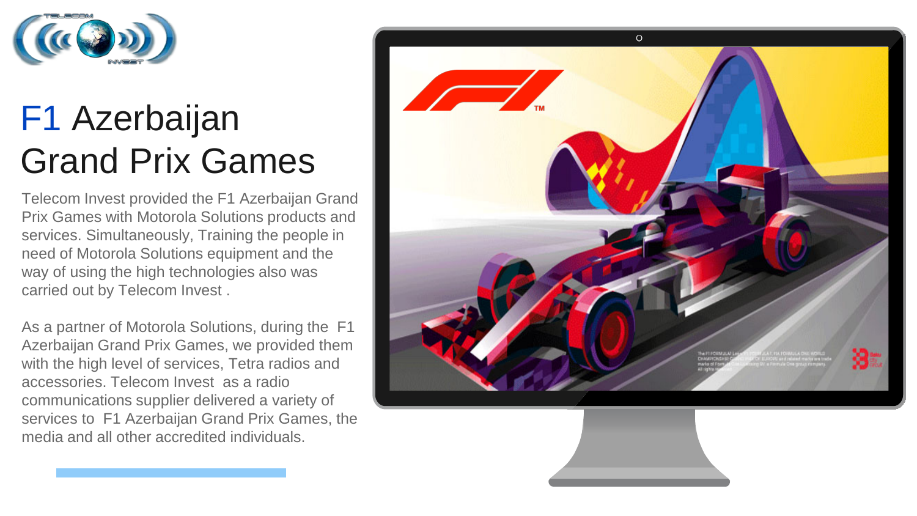# F1 Azerbaijan Grand Prix Games

Telecom Invest provided the F1 Azerbaijan Grand Prix Games with Motorola Solutions products and services. Simultaneously, Training the people in need of Motorola Solutions equipment and the way of using the high technologies also was carried out by Telecom Invest .

As a partner of Motorola Solutions, during the F1 Azerbaijan Grand Prix Games, we provided them with the high level of services, Tetra radios and accessories. Telecom Invest as a radio communications supplier delivered a variety of services to F1 Azerbaijan Grand Prix Games, the media and all other accredited individuals.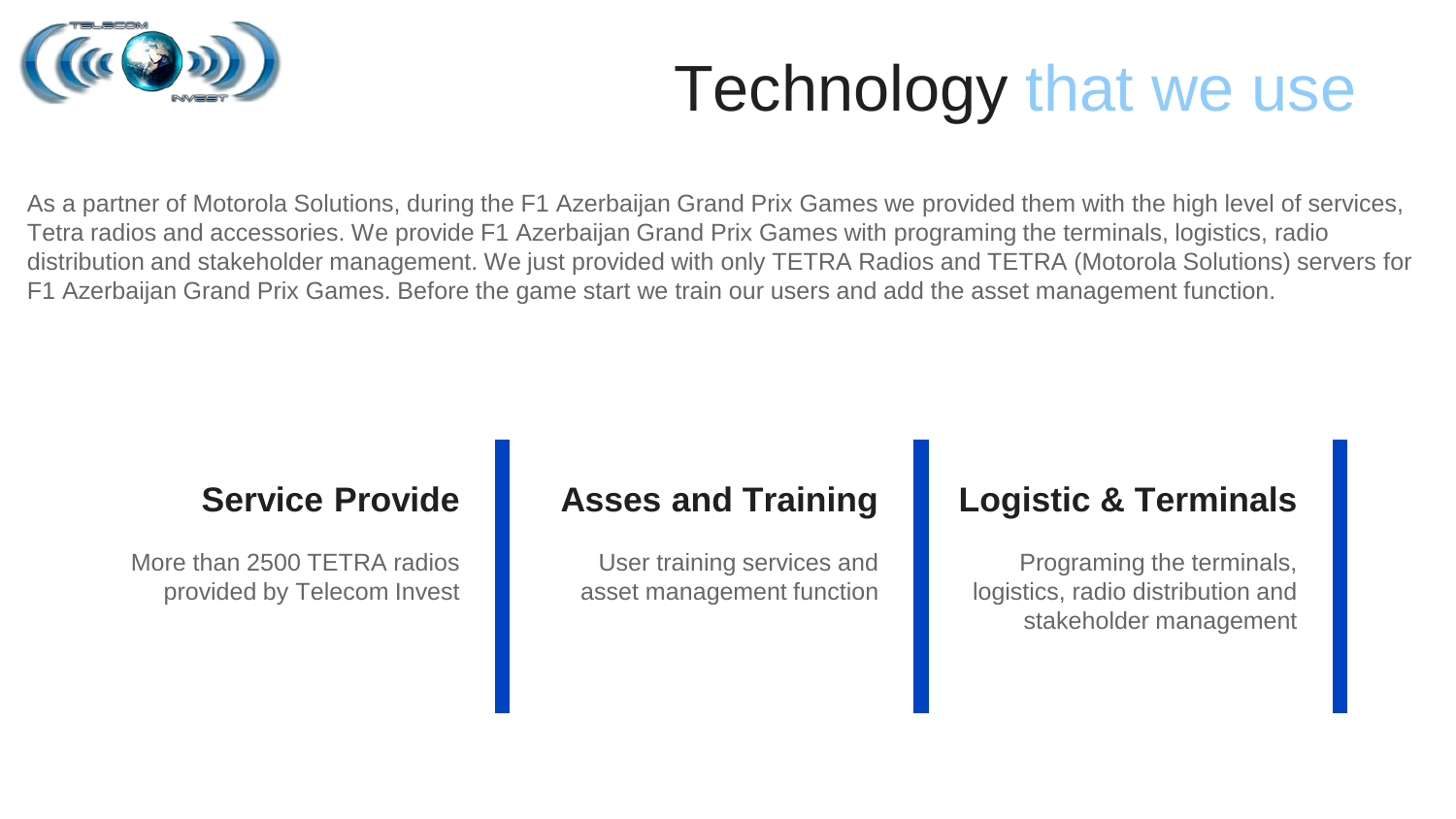# Technology that we use

As a partner of Motorola Solutions, during the F1 Azerbaijan Grand Prix Games we provided them with the high level of services, Tetra radios and accessories. We provide F1 Azerbaijan Grand Prix Games with programing the terminals, logistics, radio distribution and stakeholder management. We just provided with only TETRA Radios and TETRA (Motorola Solutions) servers for F1 Azerbaijan Grand Prix Games. Before the game start we train our users and add the asset management function.

## Service Provide

More than 2500 TETRA radios provided by Telecom Invest

## Asses and Training

User training services and asset management function

## Logistic & Terminals

Programing the terminals, logistics, radio distribution and stakeholder management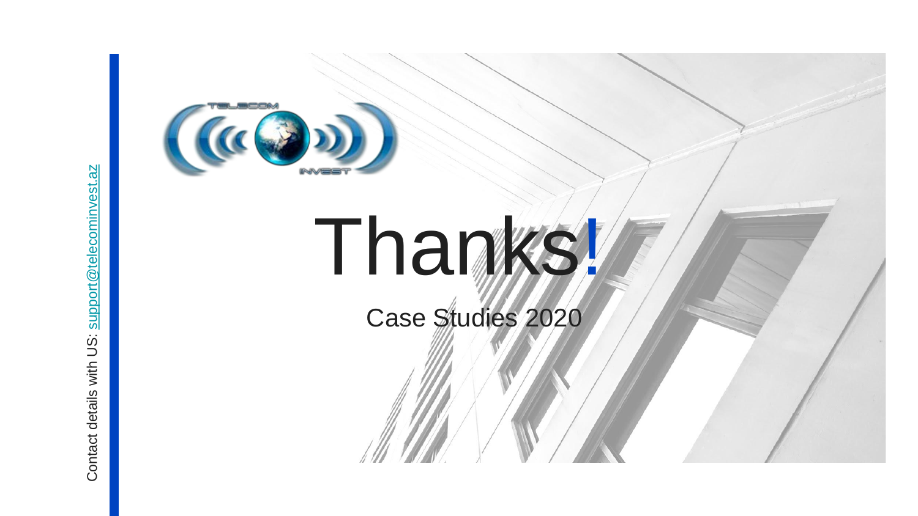Contact details with US: support@telecominvest.az

# Thanks!

Case Studies 2020